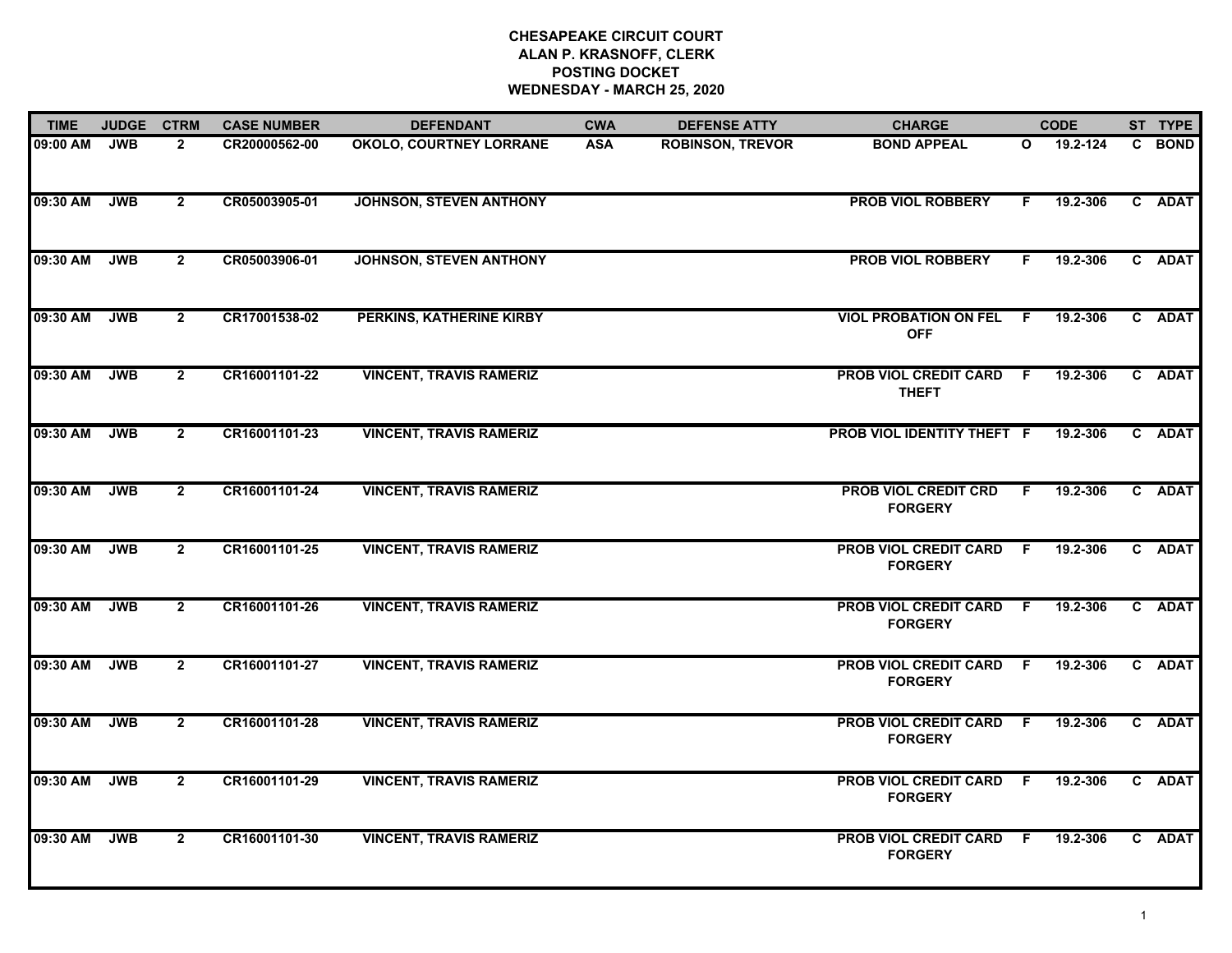# CHESAPEAKE CIRCUIT COURT
## ALAN P. KRASNOFF, CLERK
## POSTING DOCKET
## WEDNESDAY - MARCH 25, 2020

| TIME | JUDGE | CTRM | CASE NUMBER | DEFENDANT | CWA | DEFENSE ATTY | CHARGE | | CODE | ST | TYPE |
|---|---|---|---|---|---|---|---|---|---|---|---|
| 09:00 AM | JWB | 2 | CR20000562-00 | OKOLO, COURTNEY LORRANE | ASA | ROBINSON, TREVOR | BOND APPEAL | O | 19.2-124 | C | BOND |
| 09:30 AM | JWB | 2 | CR05003905-01 | JOHNSON, STEVEN ANTHONY | | | PROB VIOL ROBBERY | F | 19.2-306 | C | ADAT |
| 09:30 AM | JWB | 2 | CR05003906-01 | JOHNSON, STEVEN ANTHONY | | | PROB VIOL ROBBERY | F | 19.2-306 | C | ADAT |
| 09:30 AM | JWB | 2 | CR17001538-02 | PERKINS, KATHERINE KIRBY | | | VIOL PROBATION ON FEL OFF | F | 19.2-306 | C | ADAT |
| 09:30 AM | JWB | 2 | CR16001101-22 | VINCENT, TRAVIS RAMERIZ | | | PROB VIOL CREDIT CARD THEFT | F | 19.2-306 | C | ADAT |
| 09:30 AM | JWB | 2 | CR16001101-23 | VINCENT, TRAVIS RAMERIZ | | | PROB VIOL IDENTITY THEFT | F | 19.2-306 | C | ADAT |
| 09:30 AM | JWB | 2 | CR16001101-24 | VINCENT, TRAVIS RAMERIZ | | | PROB VIOL CREDIT CRD FORGERY | F | 19.2-306 | C | ADAT |
| 09:30 AM | JWB | 2 | CR16001101-25 | VINCENT, TRAVIS RAMERIZ | | | PROB VIOL CREDIT CARD FORGERY | F | 19.2-306 | C | ADAT |
| 09:30 AM | JWB | 2 | CR16001101-26 | VINCENT, TRAVIS RAMERIZ | | | PROB VIOL CREDIT CARD FORGERY | F | 19.2-306 | C | ADAT |
| 09:30 AM | JWB | 2 | CR16001101-27 | VINCENT, TRAVIS RAMERIZ | | | PROB VIOL CREDIT CARD FORGERY | F | 19.2-306 | C | ADAT |
| 09:30 AM | JWB | 2 | CR16001101-28 | VINCENT, TRAVIS RAMERIZ | | | PROB VIOL CREDIT CARD FORGERY | F | 19.2-306 | C | ADAT |
| 09:30 AM | JWB | 2 | CR16001101-29 | VINCENT, TRAVIS RAMERIZ | | | PROB VIOL CREDIT CARD FORGERY | F | 19.2-306 | C | ADAT |
| 09:30 AM | JWB | 2 | CR16001101-30 | VINCENT, TRAVIS RAMERIZ | | | PROB VIOL CREDIT CARD FORGERY | F | 19.2-306 | C | ADAT |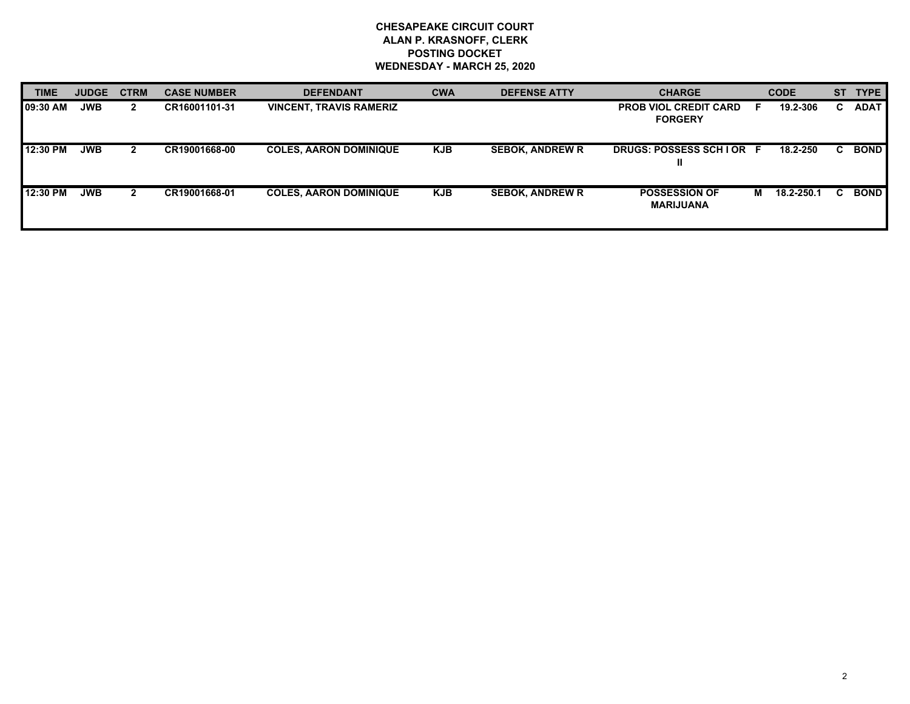**CHESAPEAKE CIRCUIT COURT**
**ALAN P. KRASNOFF, CLERK**
**POSTING DOCKET**
**WEDNESDAY - MARCH 25, 2020**

| TIME | JUDGE | CTRM | CASE NUMBER | DEFENDANT | CWA | DEFENSE ATTY | CHARGE | | CODE | ST | TYPE |
|---|---|---|---|---|---|---|---|---|---|---|---|
| 09:30 AM | JWB | 2 | CR16001101-31 | VINCENT, TRAVIS RAMERIZ | | | PROB VIOL CREDIT CARD FORGERY | F | 19.2-306 | C | ADAT |
| 12:30 PM | JWB | 2 | CR19001668-00 | COLES, AARON DOMINIQUE | KJB | SEBOK, ANDREW R | DRUGS: POSSESS SCH I OR II | F | 18.2-250 | C | BOND |
| 12:30 PM | JWB | 2 | CR19001668-01 | COLES, AARON DOMINIQUE | KJB | SEBOK, ANDREW R | POSSESSION OF MARIJUANA | M | 18.2-250.1 | C | BOND |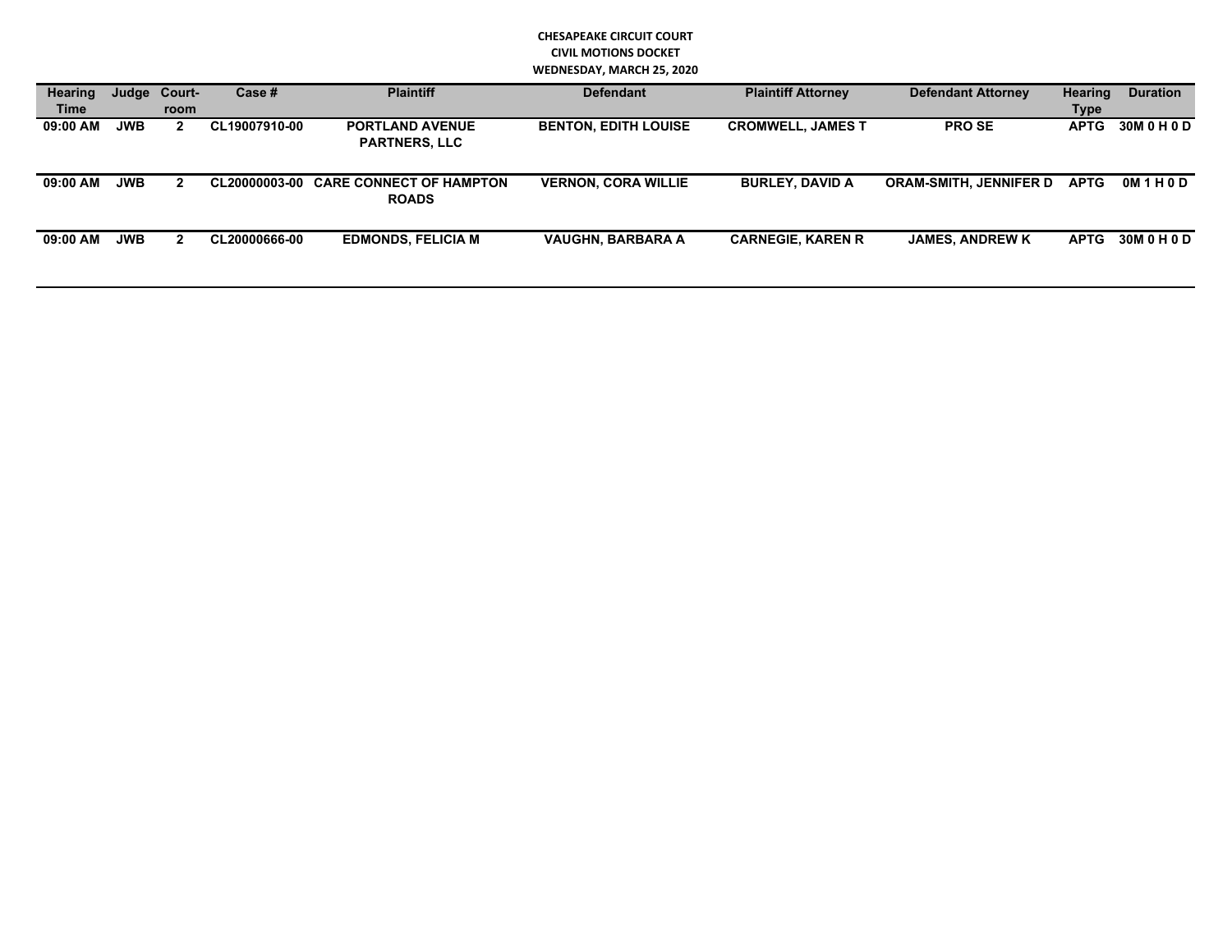**CHESAPEAKE CIRCUIT COURT**
**CIVIL MOTIONS DOCKET**
**WEDNESDAY, MARCH 25, 2020**

| Hearing Time | Judge | Court-room | Case # | Plaintiff | Defendant | Plaintiff Attorney | Defendant Attorney | Hearing Type | Duration |
|---|---|---|---|---|---|---|---|---|---|
| 09:00 AM | JWB | 2 | CL19007910-00 | PORTLAND AVENUE PARTNERS, LLC | BENTON, EDITH LOUISE | CROMWELL, JAMES T | PRO SE | APTG | 30M 0 H 0 D |
| 09:00 AM | JWB | 2 | CL20000003-00 | CARE CONNECT OF HAMPTON ROADS | VERNON, CORA WILLIE | BURLEY, DAVID A | ORAM-SMITH, JENNIFER D | APTG | 0M 1 H 0 D |
| 09:00 AM | JWB | 2 | CL20000666-00 | EDMONDS, FELICIA M | VAUGHN, BARBARA A | CARNEGIE, KAREN R | JAMES, ANDREW K | APTG | 30M 0 H 0 D |